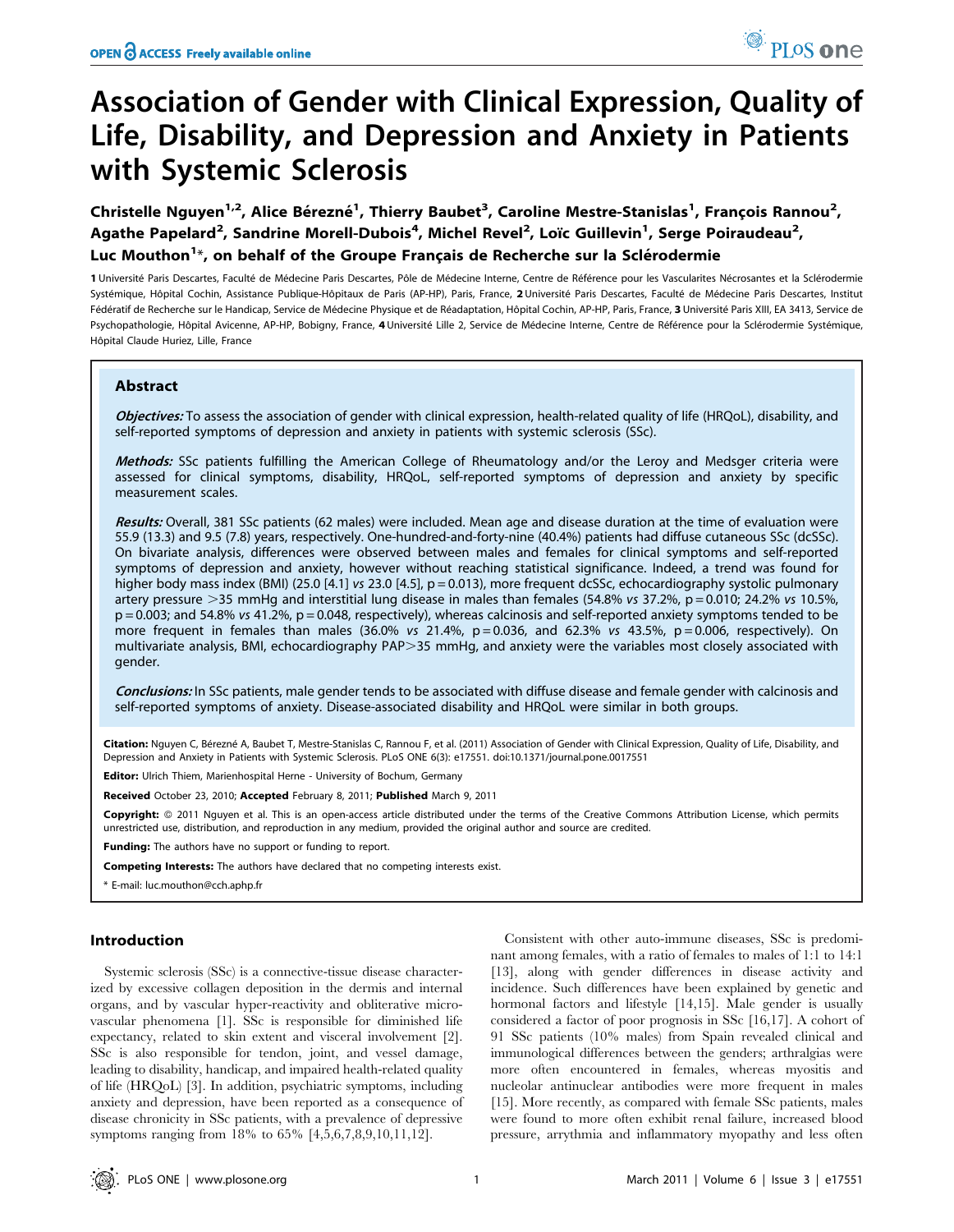# Association of Gender with Clinical Expression, Quality of Life, Disability, and Depression and Anxiety in Patients with Systemic Sclerosis

**Christelle Nguyen[1,2], Alice Bérezné[1], Thierry Baubet[3], Caroline Mestre-Stanislas[1], François Rannou[2], Agathe Papelard[2], Sandrine Morell-Dubois[4], Michel Revel[2], Loïc Guillevin[1], Serge Poiraudeau[2], Luc Mouthon[1]*, on behalf of the Groupe Français de Recherche sur la Sclérodermie**

1 Université Paris Descartes, Faculté de Médecine Paris Descartes, Pôle de Médecine Interne, Centre de Référence pour les Vascularites Nécrosantes et la Sclérodermie Systémique, Hôpital Cochin, Assistance Publique-Hôpitaux de Paris (AP-HP), Paris, France, 2 Université Paris Descartes, Faculté de Médecine Paris Descartes, Institut Fédératif de Recherche sur le Handicap, Service de Médecine Physique et de Réadaptation, Hôpital Cochin, AP-HP, Paris, France, 3 Université Paris XIII, EA 3413, Service de Psychopathologie, Hôpital Avicenne, AP-HP, Bobigny, France, 4 Université Lille 2, Service de Médecine Interne, Centre de Référence pour la Sclérodermie Systémique, Hôpital Claude Huriez, Lille, France

## Abstract

***Objectives:*** To assess the association of gender with clinical expression, health-related quality of life (HRQoL), disability, and self-reported symptoms of depression and anxiety in patients with systemic sclerosis (SSc).

***Methods:*** SSc patients fulfilling the American College of Rheumatology and/or the Leroy and Medsger criteria were assessed for clinical symptoms, disability, HRQoL, self-reported symptoms of depression and anxiety by specific measurement scales.

***Results:*** Overall, 381 SSc patients (62 males) were included. Mean age and disease duration at the time of evaluation were 55.9 (13.3) and 9.5 (7.8) years, respectively. One-hundred-and-forty-nine (40.4%) patients had diffuse cutaneous SSc (dcSSc). On bivariate analysis, differences were observed between males and females for clinical symptoms and self-reported symptoms of depression and anxiety, however without reaching statistical significance. Indeed, a trend was found for higher body mass index (BMI) (25.0 [4.1] *vs* 23.0 [4.5], $p = 0.013$), more frequent dcSSc, echocardiography systolic pulmonary artery pressure >35 mmHg and interstitial lung disease in males than females (54.8% *vs* 37.2%, $p = 0.010$; 24.2% *vs* 10.5%, $p = 0.003$; and 54.8% *vs* 41.2%, $p = 0.048$, respectively), whereas calcinosis and self-reported anxiety symptoms tended to be more frequent in females than males (36.0% *vs* 21.4%, $p = 0.036$, and 62.3% *vs* 43.5%, $p = 0.006$, respectively). On multivariate analysis, BMI, echocardiography PAP>35 mmHg, and anxiety were the variables most closely associated with gender.

***Conclusions:*** In SSc patients, male gender tends to be associated with diffuse disease and female gender with calcinosis and self-reported symptoms of anxiety. Disease-associated disability and HRQoL were similar in both groups.

**Citation:** Nguyen C, Bérezné A, Baubet T, Mestre-Stanislas C, Rannou F, et al. (2011) Association of Gender with Clinical Expression, Quality of Life, Disability, and Depression and Anxiety in Patients with Systemic Sclerosis. PLoS ONE 6(3): e17551. doi:10.1371/journal.pone.0017551

**Editor:** Ulrich Thiem, Marienhospital Herne - University of Bochum, Germany

**Received** October 23, 2010; **Accepted** February 8, 2011; **Published** March 9, 2011

**Copyright:** © 2011 Nguyen et al. This is an open-access article distributed under the terms of the Creative Commons Attribution License, which permits unrestricted use, distribution, and reproduction in any medium, provided the original author and source are credited.

**Funding:** The authors have no support or funding to report.

**Competing Interests:** The authors have declared that no competing interests exist.

\* E-mail: luc.mouthon@cch.aphp.fr

## Introduction

Systemic sclerosis (SSc) is a connective-tissue disease characterized by excessive collagen deposition in the dermis and internal organs, and by vascular hyper-reactivity and obliterative microvascular phenomena [1]. SSc is responsible for diminished life expectancy, related to skin extent and visceral involvement [2]. SSc is also responsible for tendon, joint, and vessel damage, leading to disability, handicap, and impaired health-related quality of life (HRQoL) [3]. In addition, psychiatric symptoms, including anxiety and depression, have been reported as a consequence of disease chronicity in SSc patients, with a prevalence of depressive symptoms ranging from 18% to 65% [4,5,6,7,8,9,10,11,12].

Consistent with other auto-immune diseases, SSc is predominant among females, with a ratio of females to males of 1:1 to 14:1 [13], along with gender differences in disease activity and incidence. Such differences have been explained by genetic and hormonal factors and lifestyle [14,15]. Male gender is usually considered a factor of poor prognosis in SSc [16,17]. A cohort of 91 SSc patients (10% males) from Spain revealed clinical and immunological differences between the genders; arthralgias were more often encountered in females, whereas myositis and nucleolar antinuclear antibodies were more frequent in males [15]. More recently, as compared with female SSc patients, males were found to more often exhibit renal failure, increased blood pressure, arrythmia and inflammatory myopathy and less often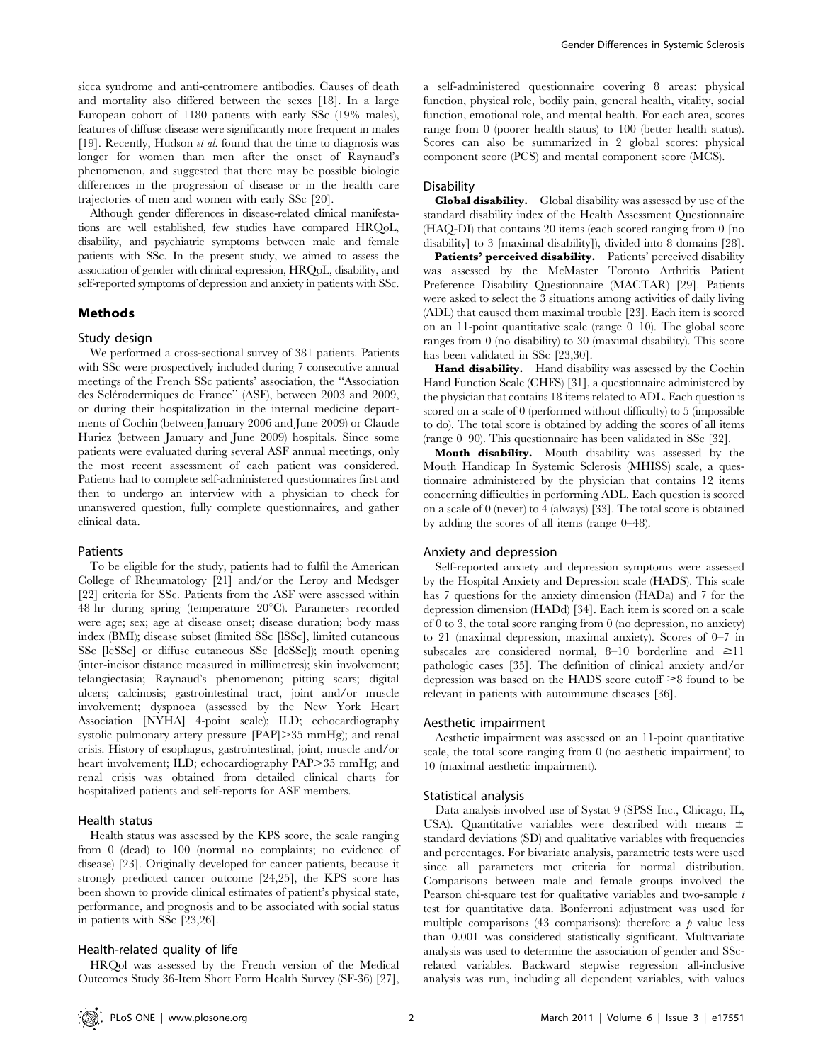sicca syndrome and anti-centromere antibodies. Causes of death and mortality also differed between the sexes [18]. In a large European cohort of 1180 patients with early SSc (19% males), features of diffuse disease were significantly more frequent in males [19]. Recently, Hudson *et al.* found that the time to diagnosis was longer for women than men after the onset of Raynaud's phenomenon, and suggested that there may be possible biologic differences in the progression of disease or in the health care trajectories of men and women with early SSc [20].

Although gender differences in disease-related clinical manifestations are well established, few studies have compared HRQoL, disability, and psychiatric symptoms between male and female patients with SSc. In the present study, we aimed to assess the association of gender with clinical expression, HRQoL, disability, and self-reported symptoms of depression and anxiety in patients with SSc.

## Methods

### Study design

We performed a cross-sectional survey of 381 patients. Patients with SSc were prospectively included during 7 consecutive annual meetings of the French SSc patients' association, the "Association des Sclérodermiques de France" (ASF), between 2003 and 2009, or during their hospitalization in the internal medicine departments of Cochin (between January 2006 and June 2009) or Claude Huriez (between January and June 2009) hospitals. Since some patients were evaluated during several ASF annual meetings, only the most recent assessment of each patient was considered. Patients had to complete self-administered questionnaires first and then to undergo an interview with a physician to check for unanswered question, fully complete questionnaires, and gather clinical data.

### Patients

To be eligible for the study, patients had to fulfil the American College of Rheumatology [21] and/or the Leroy and Medsger [22] criteria for SSc. Patients from the ASF were assessed within 48 hr during spring (temperature 20°C). Parameters recorded were age; sex; age at disease onset; disease duration; body mass index (BMI); disease subset (limited SSc [lSSc], limited cutaneous SSc [lcSSc] or diffuse cutaneous SSc [dcSSc]); mouth opening (inter-incisor distance measured in millimetres); skin involvement; telangiectasia; Raynaud's phenomenon; pitting scars; digital ulcers; calcinosis; gastrointestinal tract, joint and/or muscle involvement; dyspnoea (assessed by the New York Heart Association [NYHA] 4-point scale); ILD; echocardiography systolic pulmonary artery pressure [PAP]>35 mmHg); and renal crisis. History of esophagus, gastrointestinal, joint, muscle and/or heart involvement; ILD; echocardiography PAP>35 mmHg; and renal crisis was obtained from detailed clinical charts for hospitalized patients and self-reports for ASF members.

### Health status

Health status was assessed by the KPS score, the scale ranging from 0 (dead) to 100 (normal no complaints; no evidence of disease) [23]. Originally developed for cancer patients, because it strongly predicted cancer outcome [24,25], the KPS score has been shown to provide clinical estimates of patient's physical state, performance, and prognosis and to be associated with social status in patients with SSc [23,26].

### Health-related quality of life

HRQol was assessed by the French version of the Medical Outcomes Study 36-Item Short Form Health Survey (SF-36) [27], a self-administered questionnaire covering 8 areas: physical function, physical role, bodily pain, general health, vitality, social function, emotional role, and mental health. For each area, scores range from 0 (poorer health status) to 100 (better health status). Scores can also be summarized in 2 global scores: physical component score (PCS) and mental component score (MCS).

### Disability

**Global disability.** Global disability was assessed by use of the standard disability index of the Health Assessment Questionnaire (HAQ-DI) that contains 20 items (each scored ranging from 0 [no disability] to 3 [maximal disability]), divided into 8 domains [28].

**Patients' perceived disability.** Patients' perceived disability was assessed by the McMaster Toronto Arthritis Patient Preference Disability Questionnaire (MACTAR) [29]. Patients were asked to select the 3 situations among activities of daily living (ADL) that caused them maximal trouble [23]. Each item is scored on an 11-point quantitative scale (range 0–10). The global score ranges from 0 (no disability) to 30 (maximal disability). This score has been validated in SSc [23,30].

**Hand disability.** Hand disability was assessed by the Cochin Hand Function Scale (CHFS) [31], a questionnaire administered by the physician that contains 18 items related to ADL. Each question is scored on a scale of 0 (performed without difficulty) to 5 (impossible to do). The total score is obtained by adding the scores of all items (range 0–90). This questionnaire has been validated in SSc [32].

**Mouth disability.** Mouth disability was assessed by the Mouth Handicap In Systemic Sclerosis (MHISS) scale, a questionnaire administered by the physician that contains 12 items concerning difficulties in performing ADL. Each question is scored on a scale of 0 (never) to 4 (always) [33]. The total score is obtained by adding the scores of all items (range 0–48).

### Anxiety and depression

Self-reported anxiety and depression symptoms were assessed by the Hospital Anxiety and Depression scale (HADS). This scale has 7 questions for the anxiety dimension (HADa) and 7 for the depression dimension (HADd) [34]. Each item is scored on a scale of 0 to 3, the total score ranging from 0 (no depression, no anxiety) to 21 (maximal depression, maximal anxiety). Scores of 0–7 in subscales are considered normal, 8–10 borderline and ≥11 pathologic cases [35]. The definition of clinical anxiety and/or depression was based on the HADS score cutoff ≥8 found to be relevant in patients with autoimmune diseases [36].

### Aesthetic impairment

Aesthetic impairment was assessed on an 11-point quantitative scale, the total score ranging from 0 (no aesthetic impairment) to 10 (maximal aesthetic impairment).

### Statistical analysis

Data analysis involved use of Systat 9 (SPSS Inc., Chicago, IL, USA). Quantitative variables were described with means ± standard deviations (SD) and qualitative variables with frequencies and percentages. For bivariate analysis, parametric tests were used since all parameters met criteria for normal distribution. Comparisons between male and female groups involved the Pearson chi-square test for qualitative variables and two-sample $t$ test for quantitative data. Bonferroni adjustment was used for multiple comparisons (43 comparisons); therefore a $p$ value less than 0.001 was considered statistically significant. Multivariate analysis was used to determine the association of gender and SSc-related variables. Backward stepwise regression all-inclusive analysis was run, including all dependent variables, with values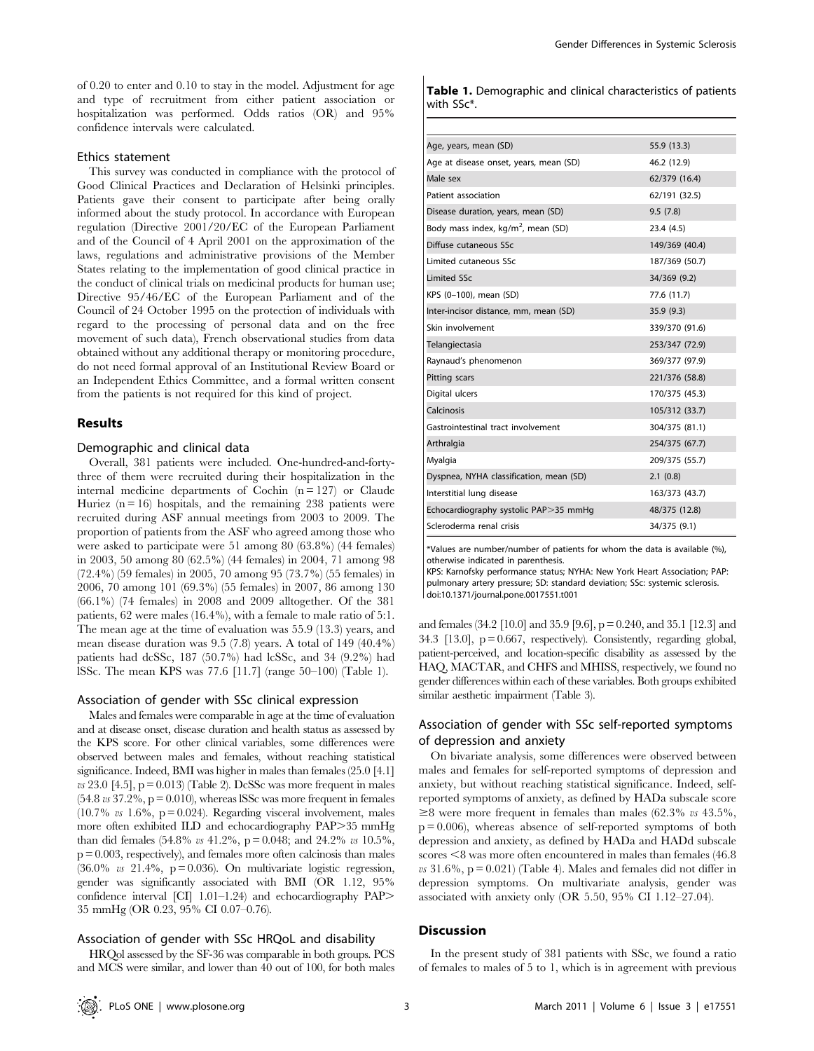of 0.20 to enter and 0.10 to stay in the model. Adjustment for age and type of recruitment from either patient association or hospitalization was performed. Odds ratios (OR) and 95% confidence intervals were calculated.

### Ethics statement

This survey was conducted in compliance with the protocol of Good Clinical Practices and Declaration of Helsinki principles. Patients gave their consent to participate after being orally informed about the study protocol. In accordance with European regulation (Directive 2001/20/EC of the European Parliament and of the Council of 4 April 2001 on the approximation of the laws, regulations and administrative provisions of the Member States relating to the implementation of good clinical practice in the conduct of clinical trials on medicinal products for human use; Directive 95/46/EC of the European Parliament and of the Council of 24 October 1995 on the protection of individuals with regard to the processing of personal data and on the free movement of such data), French observational studies from data obtained without any additional therapy or monitoring procedure, do not need formal approval of an Institutional Review Board or an Independent Ethics Committee, and a formal written consent from the patients is not required for this kind of project.

## Results

### Demographic and clinical data

Overall, 381 patients were included. One-hundred-and-forty-three of them were recruited during their hospitalization in the internal medicine departments of Cochin (n = 127) or Claude Huriez (n = 16) hospitals, and the remaining 238 patients were recruited during ASF annual meetings from 2003 to 2009. The proportion of patients from the ASF who agreed among those who were asked to participate were 51 among 80 (63.8%) (44 females) in 2003, 50 among 80 (62.5%) (44 females) in 2004, 71 among 98 (72.4%) (59 females) in 2005, 70 among 95 (73.7%) (55 females) in 2006, 70 among 101 (69.3%) (55 females) in 2007, 86 among 130 (66.1%) (74 females) in 2008 and 2009 alltogether. Of the 381 patients, 62 were males (16.4%), with a female to male ratio of 5:1. The mean age at the time of evaluation was 55.9 (13.3) years, and mean disease duration was 9.5 (7.8) years. A total of 149 (40.4%) patients had dcSSc, 187 (50.7%) had lcSSc, and 34 (9.2%) had lSSc. The mean KPS was 77.6 [11.7] (range 50–100) (Table 1).

### Association of gender with SSc clinical expression

Males and females were comparable in age at the time of evaluation and at disease onset, disease duration and health status as assessed by the KPS score. For other clinical variables, some differences were observed between males and females, without reaching statistical significance. Indeed, BMI was higher in males than females (25.0 [4.1] *vs* 23.0 [4.5], p = 0.013) (Table 2). DcSSc was more frequent in males (54.8 *vs* 37.2%, p = 0.010), whereas lSSc was more frequent in females (10.7% *vs* 1.6%, p = 0.024). Regarding visceral involvement, males more often exhibited ILD and echocardiography PAP>35 mmHg than did females (54.8% *vs* 41.2%, p = 0.048; and 24.2% *vs* 10.5%, p = 0.003, respectively), and females more often calcinosis than males (36.0% *vs* 21.4%, p = 0.036). On multivariate logistic regression, gender was significantly associated with BMI (OR 1.12, 95% confidence interval [CI] 1.01–1.24) and echocardiography PAP> 35 mmHg (OR 0.23, 95% CI 0.07–0.76).

### Association of gender with SSc HRQoL and disability

HRQol assessed by the SF-36 was comparable in both groups. PCS and MCS were similar, and lower than 40 out of 100, for both males and females (34.2 [10.0] and 35.9 [9.6], p = 0.240, and 35.1 [12.3] and 34.3 [13.0], p = 0.667, respectively). Consistently, regarding global, patient-perceived, and location-specific disability as assessed by the HAQ, MACTAR, and CHFS and MHISS, respectively, we found no gender differences within each of these variables. Both groups exhibited similar aesthetic impairment (Table 3).

**Table 1.** Demographic and clinical characteristics of patients with SSc*.

| | |
|---|---|
| Age, years, mean (SD) | 55.9 (13.3) |
| Age at disease onset, years, mean (SD) | 46.2 (12.9) |
| Male sex | 62/379 (16.4) |
| Patient association | 62/191 (32.5) |
| Disease duration, years, mean (SD) | 9.5 (7.8) |
| Body mass index, kg/m$^2$, mean (SD) | 23.4 (4.5) |
| Diffuse cutaneous SSc | 149/369 (40.4) |
| Limited cutaneous SSc | 187/369 (50.7) |
| Limited SSc | 34/369 (9.2) |
| KPS (0–100), mean (SD) | 77.6 (11.7) |
| Inter-incisor distance, mm, mean (SD) | 35.9 (9.3) |
| Skin involvement | 339/370 (91.6) |
| Telangiectasia | 253/347 (72.9) |
| Raynaud's phenomenon | 369/377 (97.9) |
| Pitting scars | 221/376 (58.8) |
| Digital ulcers | 170/375 (45.3) |
| Calcinosis | 105/312 (33.7) |
| Gastrointestinal tract involvement | 304/375 (81.1) |
| Arthralgia | 254/375 (67.7) |
| Myalgia | 209/375 (55.7) |
| Dyspnea, NYHA classification, mean (SD) | 2.1 (0.8) |
| Interstitial lung disease | 163/373 (43.7) |
| Echocardiography systolic PAP>35 mmHg | 48/375 (12.8) |
| Scleroderma renal crisis | 34/375 (9.1) |

*Values are number/number of patients for whom the data is available (%), otherwise indicated in parenthesis.
KPS: Karnofsky performance status; NYHA: New York Heart Association; PAP: pulmonary artery pressure; SD: standard deviation; SSc: systemic sclerosis.
doi:10.1371/journal.pone.0017551.t001

### Association of gender with SSc self-reported symptoms of depression and anxiety

On bivariate analysis, some differences were observed between males and females for self-reported symptoms of depression and anxiety, but without reaching statistical significance. Indeed, self-reported symptoms of anxiety, as defined by HADa subscale score ≥8 were more frequent in females than males (62.3% *vs* 43.5%, p = 0.006), whereas absence of self-reported symptoms of both depression and anxiety, as defined by HADa and HADd subscale scores <8 was more often encountered in males than females (46.8 *vs* 31.6%, p = 0.021) (Table 4). Males and females did not differ in depression symptoms. On multivariate analysis, gender was associated with anxiety only (OR 5.50, 95% CI 1.12–27.04).

## Discussion

In the present study of 381 patients with SSc, we found a ratio of females to males of 5 to 1, which is in agreement with previous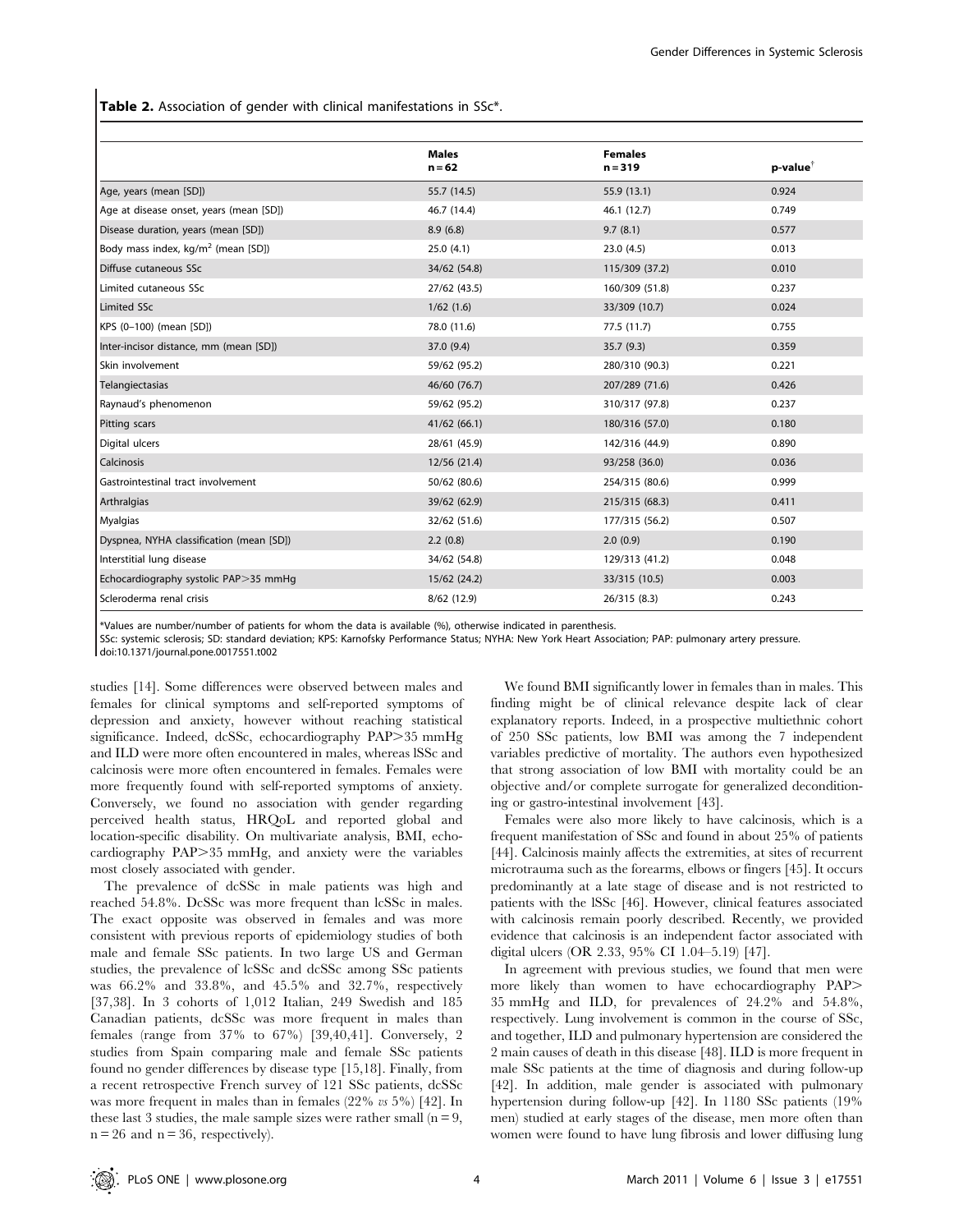**Table 2.** Association of gender with clinical manifestations in SSc*.

| | Males n = 62 | Females n = 319 | p-value† |
|---|---|---|---|
| Age, years (mean [SD]) | 55.7 (14.5) | 55.9 (13.1) | 0.924 |
| Age at disease onset, years (mean [SD]) | 46.7 (14.4) | 46.1 (12.7) | 0.749 |
| Disease duration, years (mean [SD]) | 8.9 (6.8) | 9.7 (8.1) | 0.577 |
| Body mass index, kg/m$^2$ (mean [SD]) | 25.0 (4.1) | 23.0 (4.5) | 0.013 |
| Diffuse cutaneous SSc | 34/62 (54.8) | 115/309 (37.2) | 0.010 |
| Limited cutaneous SSc | 27/62 (43.5) | 160/309 (51.8) | 0.237 |
| Limited SSc | 1/62 (1.6) | 33/309 (10.7) | 0.024 |
| KPS (0–100) (mean [SD]) | 78.0 (11.6) | 77.5 (11.7) | 0.755 |
| Inter-incisor distance, mm (mean [SD]) | 37.0 (9.4) | 35.7 (9.3) | 0.359 |
| Skin involvement | 59/62 (95.2) | 280/310 (90.3) | 0.221 |
| Telangiectasias | 46/60 (76.7) | 207/289 (71.6) | 0.426 |
| Raynaud's phenomenon | 59/62 (95.2) | 310/317 (97.8) | 0.237 |
| Pitting scars | 41/62 (66.1) | 180/316 (57.0) | 0.180 |
| Digital ulcers | 28/61 (45.9) | 142/316 (44.9) | 0.890 |
| Calcinosis | 12/56 (21.4) | 93/258 (36.0) | 0.036 |
| Gastrointestinal tract involvement | 50/62 (80.6) | 254/315 (80.6) | 0.999 |
| Arthralgias | 39/62 (62.9) | 215/315 (68.3) | 0.411 |
| Myalgias | 32/62 (51.6) | 177/315 (56.2) | 0.507 |
| Dyspnea, NYHA classification (mean [SD]) | 2.2 (0.8) | 2.0 (0.9) | 0.190 |
| Interstitial lung disease | 34/62 (54.8) | 129/313 (41.2) | 0.048 |
| Echocardiography systolic PAP>35 mmHg | 15/62 (24.2) | 33/315 (10.5) | 0.003 |
| Scleroderma renal crisis | 8/62 (12.9) | 26/315 (8.3) | 0.243 |

*Values are number/number of patients for whom the data is available (%), otherwise indicated in parenthesis.
SSc: systemic sclerosis; SD: standard deviation; KPS: Karnofsky Performance Status; NYHA: New York Heart Association; PAP: pulmonary artery pressure.
doi:10.1371/journal.pone.0017551.t002

studies [14]. Some differences were observed between males and females for clinical symptoms and self-reported symptoms of depression and anxiety, however without reaching statistical significance. Indeed, dcSSc, echocardiography PAP>35 mmHg and ILD were more often encountered in males, whereas lSSc and calcinosis were more often encountered in females. Females were more frequently found with self-reported symptoms of anxiety. Conversely, we found no association with gender regarding perceived health status, HRQoL and reported global and location-specific disability. On multivariate analysis, BMI, echocardiography PAP>35 mmHg, and anxiety were the variables most closely associated with gender.

The prevalence of dcSSc in male patients was high and reached 54.8%. DcSSc was more frequent than lcSSc in males. The exact opposite was observed in females and was more consistent with previous reports of epidemiology studies of both male and female SSc patients. In two large US and German studies, the prevalence of lcSSc and dcSSc among SSc patients was 66.2% and 33.8%, and 45.5% and 32.7%, respectively [37,38]. In 3 cohorts of 1,012 Italian, 249 Swedish and 185 Canadian patients, dcSSc was more frequent in males than females (range from 37% to 67%) [39,40,41]. Conversely, 2 studies from Spain comparing male and female SSc patients found no gender differences by disease type [15,18]. Finally, from a recent retrospective French survey of 121 SSc patients, dcSSc was more frequent in males than in females (22% *vs* 5%) [42]. In these last 3 studies, the male sample sizes were rather small (n = 9, n = 26 and n = 36, respectively).

We found BMI significantly lower in females than in males. This finding might be of clinical relevance despite lack of clear explanatory reports. Indeed, in a prospective multiethnic cohort of 250 SSc patients, low BMI was among the 7 independent variables predictive of mortality. The authors even hypothesized that strong association of low BMI with mortality could be an objective and/or complete surrogate for generalized deconditioning or gastro-intestinal involvement [43].

Females were also more likely to have calcinosis, which is a frequent manifestation of SSc and found in about 25% of patients [44]. Calcinosis mainly affects the extremities, at sites of recurrent microtrauma such as the forearms, elbows or fingers [45]. It occurs predominantly at a late stage of disease and is not restricted to patients with the lSSc [46]. However, clinical features associated with calcinosis remain poorly described. Recently, we provided evidence that calcinosis is an independent factor associated with digital ulcers (OR 2.33, 95% CI 1.04–5.19) [47].

In agreement with previous studies, we found that men were more likely than women to have echocardiography PAP>35 mmHg and ILD, for prevalences of 24.2% and 54.8%, respectively. Lung involvement is common in the course of SSc, and together, ILD and pulmonary hypertension are considered the 2 main causes of death in this disease [48]. ILD is more frequent in male SSc patients at the time of diagnosis and during follow-up [42]. In addition, male gender is associated with pulmonary hypertension during follow-up [42]. In 1180 SSc patients (19% men) studied at early stages of the disease, men more often than women were found to have lung fibrosis and lower diffusing lung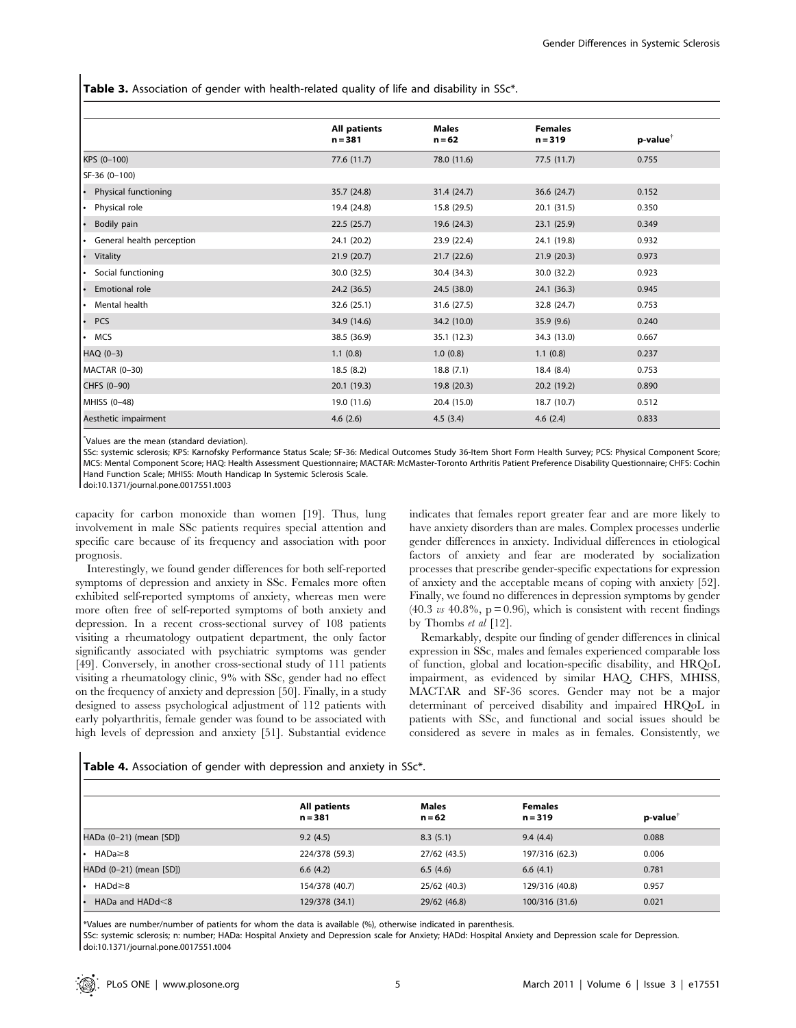**Table 3.** Association of gender with health-related quality of life and disability in SSc*.

| | All patients n = 381 | Males n = 62 | Females n = 319 | p-value[†] |
|---|---|---|---|---|
| KPS (0–100) | 77.6 (11.7) | 78.0 (11.6) | 77.5 (11.7) | 0.755 |
| SF-36 (0–100) | | | | |
| • Physical functioning | 35.7 (24.8) | 31.4 (24.7) | 36.6 (24.7) | 0.152 |
| • Physical role | 19.4 (24.8) | 15.8 (29.5) | 20.1 (31.5) | 0.350 |
| • Bodily pain | 22.5 (25.7) | 19.6 (24.3) | 23.1 (25.9) | 0.349 |
| • General health perception | 24.1 (20.2) | 23.9 (22.4) | 24.1 (19.8) | 0.932 |
| • Vitality | 21.9 (20.7) | 21.7 (22.6) | 21.9 (20.3) | 0.973 |
| • Social functioning | 30.0 (32.5) | 30.4 (34.3) | 30.0 (32.2) | 0.923 |
| • Emotional role | 24.2 (36.5) | 24.5 (38.0) | 24.1 (36.3) | 0.945 |
| • Mental health | 32.6 (25.1) | 31.6 (27.5) | 32.8 (24.7) | 0.753 |
| • PCS | 34.9 (14.6) | 34.2 (10.0) | 35.9 (9.6) | 0.240 |
| • MCS | 38.5 (36.9) | 35.1 (12.3) | 34.3 (13.0) | 0.667 |
| HAQ (0–3) | 1.1 (0.8) | 1.0 (0.8) | 1.1 (0.8) | 0.237 |
| MACTAR (0–30) | 18.5 (8.2) | 18.8 (7.1) | 18.4 (8.4) | 0.753 |
| CHFS (0–90) | 20.1 (19.3) | 19.8 (20.3) | 20.2 (19.2) | 0.890 |
| MHISS (0–48) | 19.0 (11.6) | 20.4 (15.0) | 18.7 (10.7) | 0.512 |
| Aesthetic impairment | 4.6 (2.6) | 4.5 (3.4) | 4.6 (2.4) | 0.833 |

*Values are the mean (standard deviation).

SSc: systemic sclerosis; KPS: Karnofsky Performance Status Scale; SF-36: Medical Outcomes Study 36-Item Short Form Health Survey; PCS: Physical Component Score; MCS: Mental Component Score; HAQ: Health Assessment Questionnaire; MACTAR: McMaster-Toronto Arthritis Patient Preference Disability Questionnaire; CHFS: Cochin Hand Function Scale; MHISS: Mouth Handicap In Systemic Sclerosis Scale.

doi:10.1371/journal.pone.0017551.t003

capacity for carbon monoxide than women [19]. Thus, lung involvement in male SSc patients requires special attention and specific care because of its frequency and association with poor prognosis.

Interestingly, we found gender differences for both self-reported symptoms of depression and anxiety in SSc. Females more often exhibited self-reported symptoms of anxiety, whereas men were more often free of self-reported symptoms of both anxiety and depression. In a recent cross-sectional survey of 108 patients visiting a rheumatology outpatient department, the only factor significantly associated with psychiatric symptoms was gender [49]. Conversely, in another cross-sectional study of 111 patients visiting a rheumatology clinic, 9% with SSc, gender had no effect on the frequency of anxiety and depression [50]. Finally, in a study designed to assess psychological adjustment of 112 patients with early polyarthritis, female gender was found to be associated with high levels of depression and anxiety [51]. Substantial evidence indicates that females report greater fear and are more likely to have anxiety disorders than are males. Complex processes underlie gender differences in anxiety. Individual differences in etiological factors of anxiety and fear are moderated by socialization processes that prescribe gender-specific expectations for expression of anxiety and the acceptable means of coping with anxiety [52]. Finally, we found no differences in depression symptoms by gender (40.3 *vs* 40.8%, p = 0.96), which is consistent with recent findings by Thombs *et al* [12].

Remarkably, despite our finding of gender differences in clinical expression in SSc, males and females experienced comparable loss of function, global and location-specific disability, and HRQoL impairment, as evidenced by similar HAQ, CHFS, MHISS, MACTAR and SF-36 scores. Gender may not be a major determinant of perceived disability and impaired HRQoL in patients with SSc, and functional and social issues should be considered as severe in males as in females. Consistently, we

**Table 4.** Association of gender with depression and anxiety in SSc*.

| | All patients n = 381 | Males n = 62 | Females n = 319 | p-value[†] |
|---|---|---|---|---|
| HADa (0–21) (mean [SD]) | 9.2 (4.5) | 8.3 (5.1) | 9.4 (4.4) | 0.088 |
| • HADa≥8 | 224/378 (59.3) | 27/62 (43.5) | 197/316 (62.3) | 0.006 |
| HADd (0–21) (mean [SD]) | 6.6 (4.2) | 6.5 (4.6) | 6.6 (4.1) | 0.781 |
| • HADd≥8 | 154/378 (40.7) | 25/62 (40.3) | 129/316 (40.8) | 0.957 |
| • HADa and HADd<8 | 129/378 (34.1) | 29/62 (46.8) | 100/316 (31.6) | 0.021 |

*Values are number/number of patients for whom the data is available (%), otherwise indicated in parenthesis.

SSc: systemic sclerosis; n: number; HADa: Hospital Anxiety and Depression scale for Anxiety; HADd: Hospital Anxiety and Depression scale for Depression.

doi:10.1371/journal.pone.0017551.t004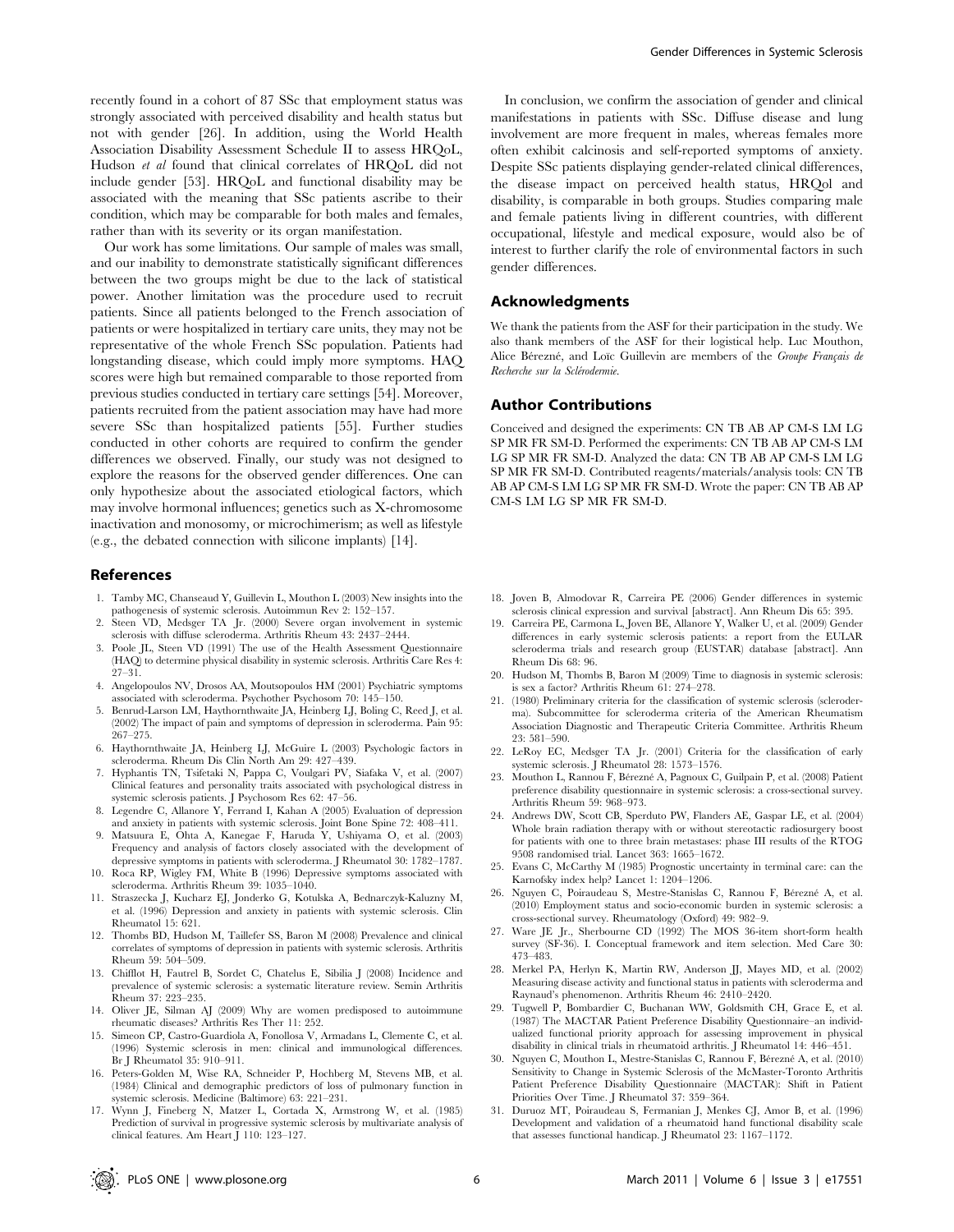recently found in a cohort of 87 SSc that employment status was strongly associated with perceived disability and health status but not with gender [26]. In addition, using the World Health Association Disability Assessment Schedule II to assess HRQoL, Hudson *et al* found that clinical correlates of HRQoL did not include gender [53]. HRQoL and functional disability may be associated with the meaning that SSc patients ascribe to their condition, which may be comparable for both males and females, rather than with its severity or its organ manifestation.

Our work has some limitations. Our sample of males was small, and our inability to demonstrate statistically significant differences between the two groups might be due to the lack of statistical power. Another limitation was the procedure used to recruit patients. Since all patients belonged to the French association of patients or were hospitalized in tertiary care units, they may not be representative of the whole French SSc population. Patients had longstanding disease, which could imply more symptoms. HAQ scores were high but remained comparable to those reported from previous studies conducted in tertiary care settings [54]. Moreover, patients recruited from the patient association may have had more severe SSc than hospitalized patients [55]. Further studies conducted in other cohorts are required to confirm the gender differences we observed. Finally, our study was not designed to explore the reasons for the observed gender differences. One can only hypothesize about the associated etiological factors, which may involve hormonal influences; genetics such as X-chromosome inactivation and monosomy, or microchimerism; as well as lifestyle (e.g., the debated connection with silicone implants) [14].

In conclusion, we confirm the association of gender and clinical manifestations in patients with SSc. Diffuse disease and lung involvement are more frequent in males, whereas females more often exhibit calcinosis and self-reported symptoms of anxiety. Despite SSc patients displaying gender-related clinical differences, the disease impact on perceived health status, HRQol and disability, is comparable in both groups. Studies comparing male and female patients living in different countries, with different occupational, lifestyle and medical exposure, would also be of interest to further clarify the role of environmental factors in such gender differences.

## Acknowledgments

We thank the patients from the ASF for their participation in the study. We also thank members of the ASF for their logistical help. Luc Mouthon, Alice Bérezné, and Loïc Guillevin are members of the *Groupe Français de Recherche sur la Sclérodermie*.

## Author Contributions

Conceived and designed the experiments: CN TB AB AP CM-S LM LG SP MR FR SM-D. Performed the experiments: CN TB AB AP CM-S LM LG SP MR FR SM-D. Analyzed the data: CN TB AB AP CM-S LM LG SP MR FR SM-D. Contributed reagents/materials/analysis tools: CN TB AB AP CM-S LM LG SP MR FR SM-D. Wrote the paper: CN TB AB AP CM-S LM LG SP MR FR SM-D.

## References

1. Tamby MC, Chanseaud Y, Guillevin L, Mouthon L (2003) New insights into the pathogenesis of systemic sclerosis. Autoimmun Rev 2: 152–157.
2. Steen VD, Medsger TA Jr. (2000) Severe organ involvement in systemic sclerosis with diffuse scleroderma. Arthritis Rheum 43: 2437–2444.
3. Poole JL, Steen VD (1991) The use of the Health Assessment Questionnaire (HAQ) to determine physical disability in systemic sclerosis. Arthritis Care Res 4: 27–31.
4. Angelopoulos NV, Drosos AA, Moutsopoulos HM (2001) Psychiatric symptoms associated with scleroderma. Psychother Psychosom 70: 145–150.
5. Benrud-Larson LM, Haythornthwaite JA, Heinberg LJ, Boling C, Reed J, et al. (2002) The impact of pain and symptoms of depression in scleroderma. Pain 95: 267–275.
6. Haythornthwaite JA, Heinberg LJ, McGuire L (2003) Psychologic factors in scleroderma. Rheum Dis Clin North Am 29: 427–439.
7. Hyphantis TN, Tsifetaki N, Pappa C, Voulgari PV, Siafaka V, et al. (2007) Clinical features and personality traits associated with psychological distress in systemic sclerosis patients. J Psychosom Res 62: 47–56.
8. Legendre C, Allanore Y, Ferrand I, Kahan A (2005) Evaluation of depression and anxiety in patients with systemic sclerosis. Joint Bone Spine 72: 408–411.
9. Matsuura E, Ohta A, Kanegae F, Haruda Y, Ushiyama O, et al. (2003) Frequency and analysis of factors closely associated with the development of depressive symptoms in patients with scleroderma. J Rheumatol 30: 1782–1787.
10. Roca RP, Wigley FM, White B (1996) Depressive symptoms associated with scleroderma. Arthritis Rheum 39: 1035–1040.
11. Straszecka J, Kucharz EJ, Jonderko G, Kotulska A, Bednarczyk-Kaluzny M, et al. (1996) Depression and anxiety in patients with systemic sclerosis. Clin Rheumatol 15: 621.
12. Thombs BD, Hudson M, Taillefer SS, Baron M (2008) Prevalence and clinical correlates of symptoms of depression in patients with systemic sclerosis. Arthritis Rheum 59: 504–509.
13. Chifflot H, Fautrel B, Sordet C, Chatelus E, Sibilia J (2008) Incidence and prevalence of systemic sclerosis: a systematic literature review. Semin Arthritis Rheum 37: 223–235.
14. Oliver JE, Silman AJ (2009) Why are women predisposed to autoimmune rheumatic diseases? Arthritis Res Ther 11: 252.
15. Simeon CP, Castro-Guardiola A, Fonollosa V, Armadans L, Clemente C, et al. (1996) Systemic sclerosis in men: clinical and immunological differences. Br J Rheumatol 35: 910–911.
16. Peters-Golden M, Wise RA, Schneider P, Hochberg M, Stevens MB, et al. (1984) Clinical and demographic predictors of loss of pulmonary function in systemic sclerosis. Medicine (Baltimore) 63: 221–231.
17. Wynn J, Fineberg N, Matzer L, Cortada X, Armstrong W, et al. (1985) Prediction of survival in progressive systemic sclerosis by multivariate analysis of clinical features. Am Heart J 110: 123–127.
18. Joven B, Almodovar R, Carreira PE (2006) Gender differences in systemic sclerosis clinical expression and survival [abstract]. Ann Rheum Dis 65: 395.
19. Carreira PE, Carmona L, Joven BE, Allanore Y, Walker U, et al. (2009) Gender differences in early systemic sclerosis patients: a report from the EULAR scleroderma trials and research group (EUSTAR) database [abstract]. Ann Rheum Dis 68: 96.
20. Hudson M, Thombs B, Baron M (2009) Time to diagnosis in systemic sclerosis: is sex a factor? Arthritis Rheum 61: 274–278.
21. (1980) Preliminary criteria for the classification of systemic sclerosis (scleroderma). Subcommittee for scleroderma criteria of the American Rheumatism Association Diagnostic and Therapeutic Criteria Committee. Arthritis Rheum 23: 581–590.
22. LeRoy EC, Medsger TA Jr. (2001) Criteria for the classification of early systemic sclerosis. J Rheumatol 28: 1573–1576.
23. Mouthon L, Rannou F, Bérezné A, Pagnoux C, Guilpain P, et al. (2008) Patient preference disability questionnaire in systemic sclerosis: a cross-sectional survey. Arthritis Rheum 59: 968–973.
24. Andrews DW, Scott CB, Sperduto PW, Flanders AE, Gaspar LE, et al. (2004) Whole brain radiation therapy with or without stereotactic radiosurgery boost for patients with one to three brain metastases: phase III results of the RTOG 9508 randomised trial. Lancet 363: 1665–1672.
25. Evans C, McCarthy M (1985) Prognostic uncertainty in terminal care: can the Karnofsky index help? Lancet 1: 1204–1206.
26. Nguyen C, Poiraudeau S, Mestre-Stanislas C, Rannou F, Bérezné A, et al. (2010) Employment status and socio-economic burden in systemic sclerosis: a cross-sectional survey. Rheumatology (Oxford) 49: 982–9.
27. Ware JE Jr., Sherbourne CD (1992) The MOS 36-item short-form health survey (SF-36). I. Conceptual framework and item selection. Med Care 30: 473–483.
28. Merkel PA, Herlyn K, Martin RW, Anderson JJ, Mayes MD, et al. (2002) Measuring disease activity and functional status in patients with scleroderma and Raynaud's phenomenon. Arthritis Rheum 46: 2410–2420.
29. Tugwell P, Bombardier C, Buchanan WW, Goldsmith CH, Grace E, et al. (1987) The MACTAR Patient Preference Disability Questionnaire–an individualized functional priority approach for assessing improvement in physical disability in clinical trials in rheumatoid arthritis. J Rheumatol 14: 446–451.
30. Nguyen C, Mouthon L, Mestre-Stanislas C, Rannou F, Bérezné A, et al. (2010) Sensitivity to Change in Systemic Sclerosis of the McMaster-Toronto Arthritis Patient Preference Disability Questionnaire (MACTAR): Shift in Patient Priorities Over Time. J Rheumatol 37: 359–364.
31. Duruoz MT, Poiraudeau S, Fermanian J, Menkes CJ, Amor B, et al. (1996) Development and validation of a rheumatoid hand functional disability scale that assesses functional handicap. J Rheumatol 23: 1167–1172.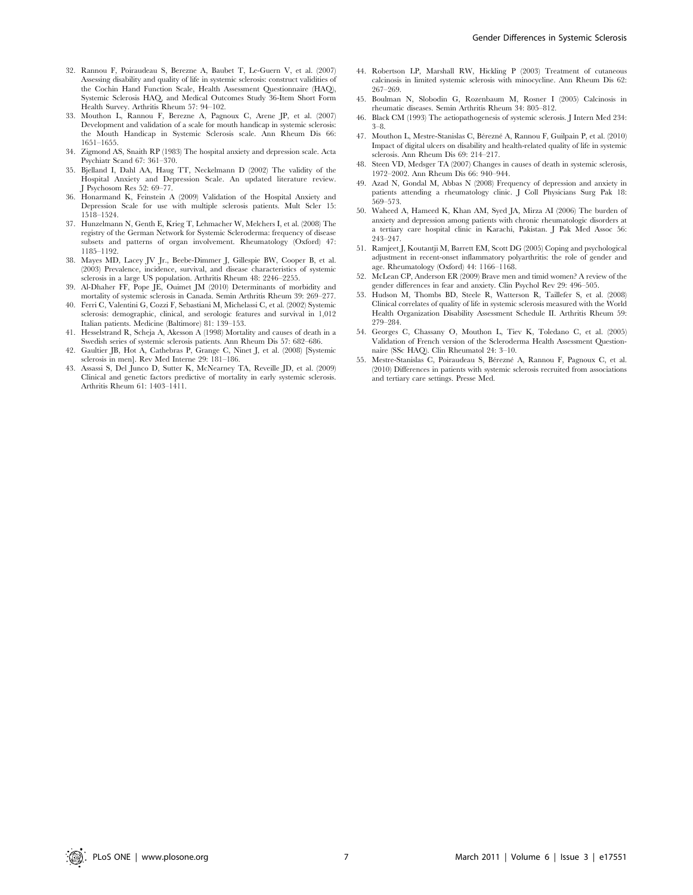32. Rannou F, Poiraudeau S, Berezne A, Baubet T, Le-Guern V, et al. (2007) Assessing disability and quality of life in systemic sclerosis: construct validities of the Cochin Hand Function Scale, Health Assessment Questionnaire (HAQ), Systemic Sclerosis HAQ, and Medical Outcomes Study 36-Item Short Form Health Survey. Arthritis Rheum 57: 94–102.
33. Mouthon L, Rannou F, Berezne A, Pagnoux C, Arene JP, et al. (2007) Development and validation of a scale for mouth handicap in systemic sclerosis: the Mouth Handicap in Systemic Sclerosis scale. Ann Rheum Dis 66: 1651–1655.
34. Zigmond AS, Snaith RP (1983) The hospital anxiety and depression scale. Acta Psychiatr Scand 67: 361–370.
35. Bjelland I, Dahl AA, Haug TT, Neckelmann D (2002) The validity of the Hospital Anxiety and Depression Scale. An updated literature review. J Psychosom Res 52: 69–77.
36. Honarmand K, Feinstein A (2009) Validation of the Hospital Anxiety and Depression Scale for use with multiple sclerosis patients. Mult Scler 15: 1518–1524.
37. Hunzelmann N, Genth E, Krieg T, Lehmacher W, Melchers I, et al. (2008) The registry of the German Network for Systemic Scleroderma: frequency of disease subsets and patterns of organ involvement. Rheumatology (Oxford) 47: 1185–1192.
38. Mayes MD, Lacey JV Jr., Beebe-Dimmer J, Gillespie BW, Cooper B, et al. (2003) Prevalence, incidence, survival, and disease characteristics of systemic sclerosis in a large US population. Arthritis Rheum 48: 2246–2255.
39. Al-Dhaher FF, Pope JE, Ouimet JM (2010) Determinants of morbidity and mortality of systemic sclerosis in Canada. Semin Arthritis Rheum 39: 269–277.
40. Ferri C, Valentini G, Cozzi F, Sebastiani M, Michelassi C, et al. (2002) Systemic sclerosis: demographic, clinical, and serologic features and survival in 1,012 Italian patients. Medicine (Baltimore) 81: 139–153.
41. Hesselstrand R, Scheja A, Akesson A (1998) Mortality and causes of death in a Swedish series of systemic sclerosis patients. Ann Rheum Dis 57: 682–686.
42. Gaultier JB, Hot A, Cathebras P, Grange C, Ninet J, et al. (2008) [Systemic sclerosis in men]. Rev Med Interne 29: 181–186.
43. Assassi S, Del Junco D, Sutter K, McNearney TA, Reveille JD, et al. (2009) Clinical and genetic factors predictive of mortality in early systemic sclerosis. Arthritis Rheum 61: 1403–1411.
44. Robertson LP, Marshall RW, Hickling P (2003) Treatment of cutaneous calcinosis in limited systemic sclerosis with minocycline. Ann Rheum Dis 62: 267–269.
45. Boulman N, Slobodin G, Rozenbaum M, Rosner I (2005) Calcinosis in rheumatic diseases. Semin Arthritis Rheum 34: 805–812.
46. Black CM (1993) The aetiopathogenesis of systemic sclerosis. J Intern Med 234: 3–8.
47. Mouthon L, Mestre-Stanislas C, Bérezné A, Rannou F, Guilpain P, et al. (2010) Impact of digital ulcers on disability and health-related quality of life in systemic sclerosis. Ann Rheum Dis 69: 214–217.
48. Steen VD, Medsger TA (2007) Changes in causes of death in systemic sclerosis, 1972–2002. Ann Rheum Dis 66: 940–944.
49. Azad N, Gondal M, Abbas N (2008) Frequency of depression and anxiety in patients attending a rheumatology clinic. J Coll Physicians Surg Pak 18: 569–573.
50. Waheed A, Hameed K, Khan AM, Syed JA, Mirza AI (2006) The burden of anxiety and depression among patients with chronic rheumatologic disorders at a tertiary care hospital clinic in Karachi, Pakistan. J Pak Med Assoc 56: 243–247.
51. Ramjeet J, Koutantji M, Barrett EM, Scott DG (2005) Coping and psychological adjustment in recent-onset inflammatory polyarthritis: the role of gender and age. Rheumatology (Oxford) 44: 1166–1168.
52. McLean CP, Anderson ER (2009) Brave men and timid women? A review of the gender differences in fear and anxiety. Clin Psychol Rev 29: 496–505.
53. Hudson M, Thombs BD, Steele R, Watterson R, Taillefer S, et al. (2008) Clinical correlates of quality of life in systemic sclerosis measured with the World Health Organization Disability Assessment Schedule II. Arthritis Rheum 59: 279–284.
54. Georges C, Chassany O, Mouthon L, Tiev K, Toledano C, et al. (2005) Validation of French version of the Scleroderma Health Assessment Questionnaire (SSc HAQ). Clin Rheumatol 24: 3–10.
55. Mestre-Stanislas C, Poiraudeau S, Bérezné A, Rannou F, Pagnoux C, et al. (2010) Differences in patients with systemic sclerosis recruited from associations and tertiary care settings. Presse Med.